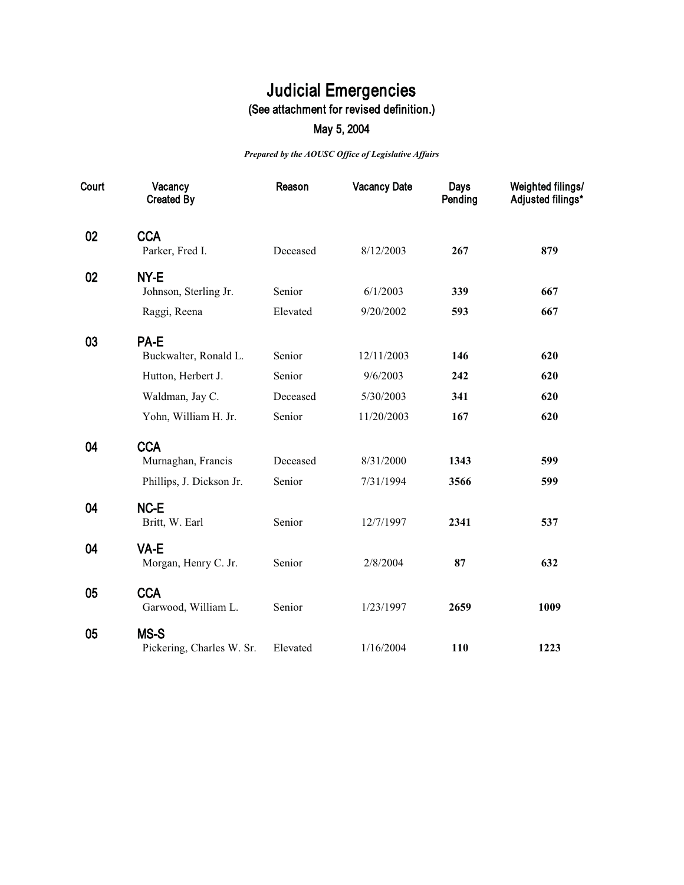# Judicial Emergencies

## (See attachment for revised definition.)

## May 5, 2004

***Prepared by the AOUSC Office of Legislative Affairs***

| Court | Vacancy Created By | Reason | Vacancy Date | Days Pending | Weighted filings/ Adjusted filings* |
|---|---|---|---|---|---|
| 02 | **CCA** | | | | |
| | Parker, Fred I. | Deceased | 8/12/2003 | **267** | **879** |
| 02 | **NY-E** | | | | |
| | Johnson, Sterling Jr. | Senior | 6/1/2003 | **339** | **667** |
| | Raggi, Reena | Elevated | 9/20/2002 | **593** | **667** |
| 03 | **PA-E** | | | | |
| | Buckwalter, Ronald L. | Senior | 12/11/2003 | **146** | **620** |
| | Hutton, Herbert J. | Senior | 9/6/2003 | **242** | **620** |
| | Waldman, Jay C. | Deceased | 5/30/2003 | **341** | **620** |
| | Yohn, William H. Jr. | Senior | 11/20/2003 | **167** | **620** |
| 04 | **CCA** | | | | |
| | Murnaghan, Francis | Deceased | 8/31/2000 | **1343** | **599** |
| | Phillips, J. Dickson Jr. | Senior | 7/31/1994 | **3566** | **599** |
| 04 | **NC-E** | | | | |
| | Britt, W. Earl | Senior | 12/7/1997 | **2341** | **537** |
| 04 | **VA-E** | | | | |
| | Morgan, Henry C. Jr. | Senior | 2/8/2004 | **87** | **632** |
| 05 | **CCA** | | | | |
| | Garwood, William L. | Senior | 1/23/1997 | **2659** | **1009** |
| 05 | **MS-S** | | | | |
| | Pickering, Charles W. Sr. | Elevated | 1/16/2004 | **110** | **1223** |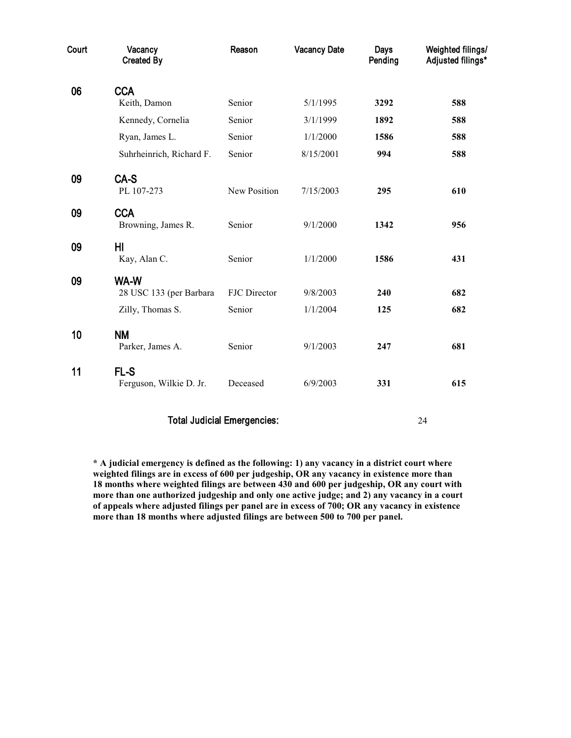| Court | Vacancy Created By | Reason | Vacancy Date | Days Pending | Weighted filings/ Adjusted filings* |
|---|---|---|---|---|---|
| 06 | **CCA** | | | | |
| | Keith, Damon | Senior | 5/1/1995 | **3292** | **588** |
| | Kennedy, Cornelia | Senior | 3/1/1999 | **1892** | **588** |
| | Ryan, James L. | Senior | 1/1/2000 | **1586** | **588** |
| | Suhrheinrich, Richard F. | Senior | 8/15/2001 | **994** | **588** |
| 09 | **CA-S** | | | | |
| | PL 107-273 | New Position | 7/15/2003 | **295** | **610** |
| 09 | **CCA** | | | | |
| | Browning, James R. | Senior | 9/1/2000 | **1342** | **956** |
| 09 | **HI** | | | | |
| | Kay, Alan C. | Senior | 1/1/2000 | **1586** | **431** |
| 09 | **WA-W** | | | | |
| | 28 USC 133 (per Barbara | FJC Director | 9/8/2003 | **240** | **682** |
| | Zilly, Thomas S. | Senior | 1/1/2004 | **125** | **682** |
| 10 | **NM** | | | | |
| | Parker, James A. | Senior | 9/1/2003 | **247** | **681** |
| 11 | **FL-S** | | | | |
| | Ferguson, Wilkie D. Jr. | Deceased | 6/9/2003 | **331** | **615** |

**Total Judicial Emergencies:** 24

**\* A judicial emergency is defined as the following: 1) any vacancy in a district court where weighted filings are in excess of 600 per judgeship, OR any vacancy in existence more than 18 months where weighted filings are between 430 and 600 per judgeship, OR any court with more than one authorized judgeship and only one active judge; and 2) any vacancy in a court of appeals where adjusted filings per panel are in excess of 700; OR any vacancy in existence more than 18 months where adjusted filings are between 500 to 700 per panel.**